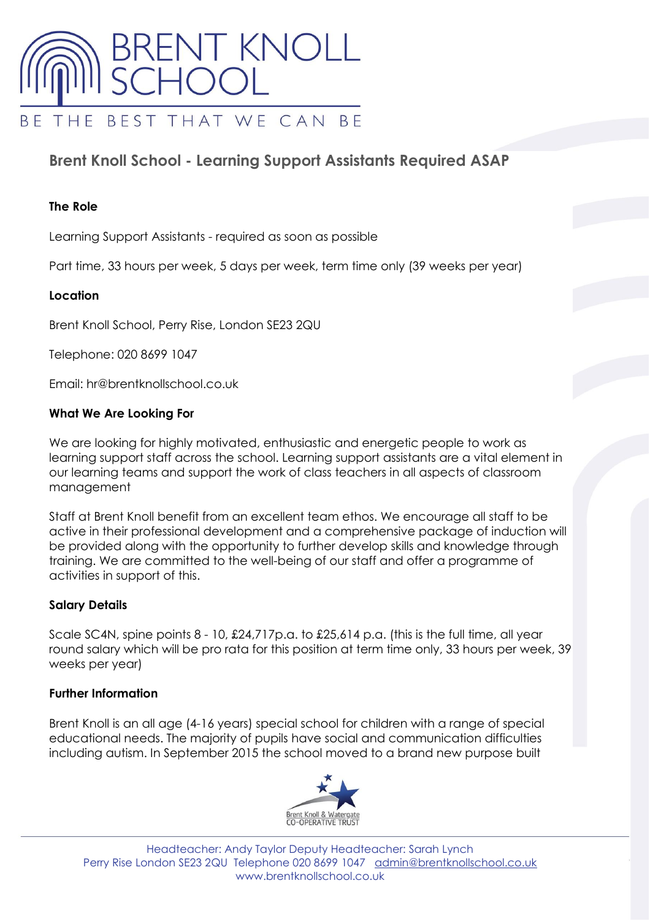# BRENT KNOLL SCHOOL

BE THE BEST THAT WE CAN BE

## Brent Knoll School - Learning Support Assistants Required ASAP

**The Role**

Learning Support Assistants - required as soon as possible

Part time, 33 hours per week, 5 days per week, term time only (39 weeks per year)

**Location**

Brent Knoll School, Perry Rise, London SE23 2QU

Telephone: 020 8699 1047

Email: hr@brentknollschool.co.uk

**What We Are Looking For**

We are looking for highly motivated, enthusiastic and energetic people to work as learning support staff across the school. Learning support assistants are a vital element in our learning teams and support the work of class teachers in all aspects of classroom management

Staff at Brent Knoll benefit from an excellent team ethos. We encourage all staff to be active in their professional development and a comprehensive package of induction will be provided along with the opportunity to further develop skills and knowledge through training. We are committed to the well-being of our staff and offer a programme of activities in support of this.

**Salary Details**

Scale SC4N, spine points 8 - 10, £24,717p.a. to £25,614 p.a. (this is the full time, all year round salary which will be pro rata for this position at term time only, 33 hours per week, 39 weeks per year)

**Further Information**

Brent Knoll is an all age (4-16 years) special school for children with a range of special educational needs. The majority of pupils have social and communication difficulties including autism. In September 2015 the school moved to a brand new purpose built

Brent Knoll & Watergate CO-OPERATIVE TRUST

Headteacher: Andy Taylor Deputy Headteacher: Sarah Lynch
Perry Rise London SE23 2QU Telephone 020 8699 1047 admin@brentknollschool.co.uk
www.brentknollschool.co.uk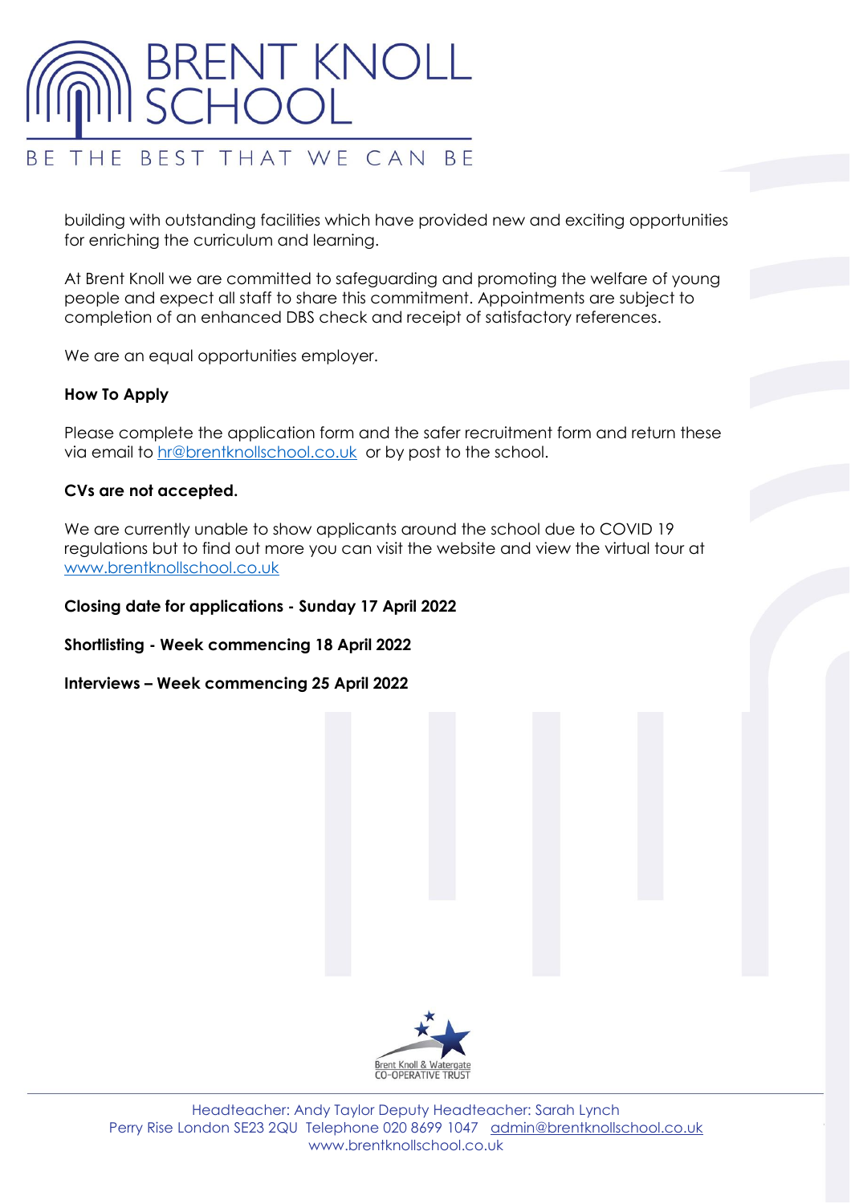building with outstanding facilities which have provided new and exciting opportunities for enriching the curriculum and learning.

At Brent Knoll we are committed to safeguarding and promoting the welfare of young people and expect all staff to share this commitment. Appointments are subject to completion of an enhanced DBS check and receipt of satisfactory references.

We are an equal opportunities employer.

**How To Apply**

Please complete the application form and the safer recruitment form and return these via email to [hr@brentknollschool.co.uk](mailto:hr@brentknollschool.co.uk) or by post to the school.

**CVs are not accepted.**

We are currently unable to show applicants around the school due to COVID 19 regulations but to find out more you can visit the website and view the virtual tour at [www.brentknollschool.co.uk](http://www.brentknollschool.co.uk)

**Closing date for applications - Sunday 17 April 2022**

**Shortlisting - Week commencing 18 April 2022**

**Interviews – Week commencing 25 April 2022**